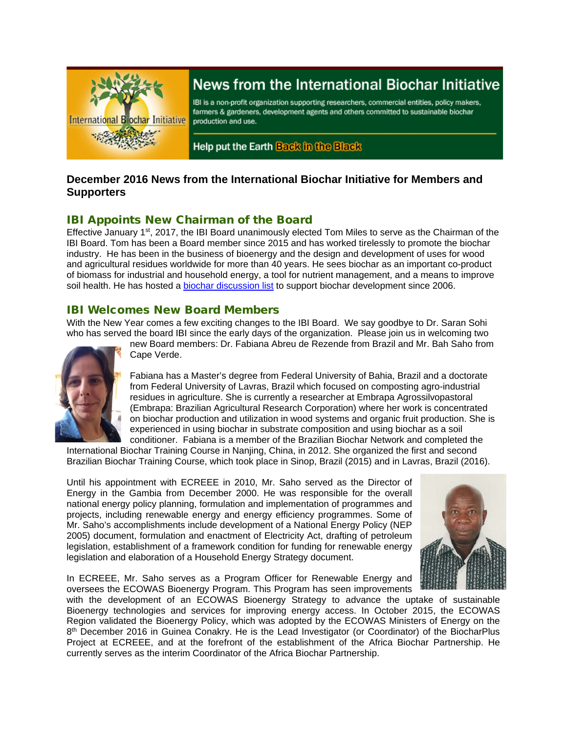# News from the International Biochar Initiative

IBI is a non-profit organization supporting researchers, commercial entities, policy makers, farmers & gardeners, development agents and others committed to sustainable biochar production and use.

Help put the Earth Back in the Black

## December 2016 News from the International Biochar Initiative for Members and Supporters

### IBI Appoints New Chairman of the Board

Effective January 1st, 2017, the IBI Board unanimously elected Tom Miles to serve as the Chairman of the IBI Board. Tom has been a Board member since 2015 and has worked tirelessly to promote the biochar industry. He has been in the business of bioenergy and the design and development of uses for wood and agricultural residues worldwide for more than 40 years. He sees biochar as an important co-product of biomass for industrial and household energy, a tool for nutrient management, and a means to improve soil health. He has hosted a biochar discussion list to support biochar development since 2006.

### IBI Welcomes New Board Members

With the New Year comes a few exciting changes to the IBI Board. We say goodbye to Dr. Saran Sohi who has served the board IBI since the early days of the organization. Please join us in welcoming two new Board members: Dr. Fabiana Abreu de Rezende from Brazil and Mr. Bah Saho from Cape Verde.

Fabiana has a Master's degree from Federal University of Bahia, Brazil and a doctorate from Federal University of Lavras, Brazil which focused on composting agro-industrial residues in agriculture. She is currently a researcher at Embrapa Agrossilvopastoral (Embrapa: Brazilian Agricultural Research Corporation) where her work is concentrated on biochar production and utilization in wood systems and organic fruit production. She is experienced in using biochar in substrate composition and using biochar as a soil conditioner. Fabiana is a member of the Brazilian Biochar Network and completed the International Biochar Training Course in Nanjing, China, in 2012. She organized the first and second Brazilian Biochar Training Course, which took place in Sinop, Brazil (2015) and in Lavras, Brazil (2016).

Until his appointment with ECREEE in 2010, Mr. Saho served as the Director of Energy in the Gambia from December 2000. He was responsible for the overall national energy policy planning, formulation and implementation of programmes and projects, including renewable energy and energy efficiency programmes. Some of Mr. Saho's accomplishments include development of a National Energy Policy (NEP 2005) document, formulation and enactment of Electricity Act, drafting of petroleum legislation, establishment of a framework condition for funding for renewable energy legislation and elaboration of a Household Energy Strategy document.

In ECREEE, Mr. Saho serves as a Program Officer for Renewable Energy and oversees the ECOWAS Bioenergy Program. This Program has seen improvements with the development of an ECOWAS Bioenergy Strategy to advance the uptake of sustainable Bioenergy technologies and services for improving energy access. In October 2015, the ECOWAS Region validated the Bioenergy Policy, which was adopted by the ECOWAS Ministers of Energy on the 8th December 2016 in Guinea Conakry. He is the Lead Investigator (or Coordinator) of the BiocharPlus Project at ECREEE, and at the forefront of the establishment of the Africa Biochar Partnership. He currently serves as the interim Coordinator of the Africa Biochar Partnership.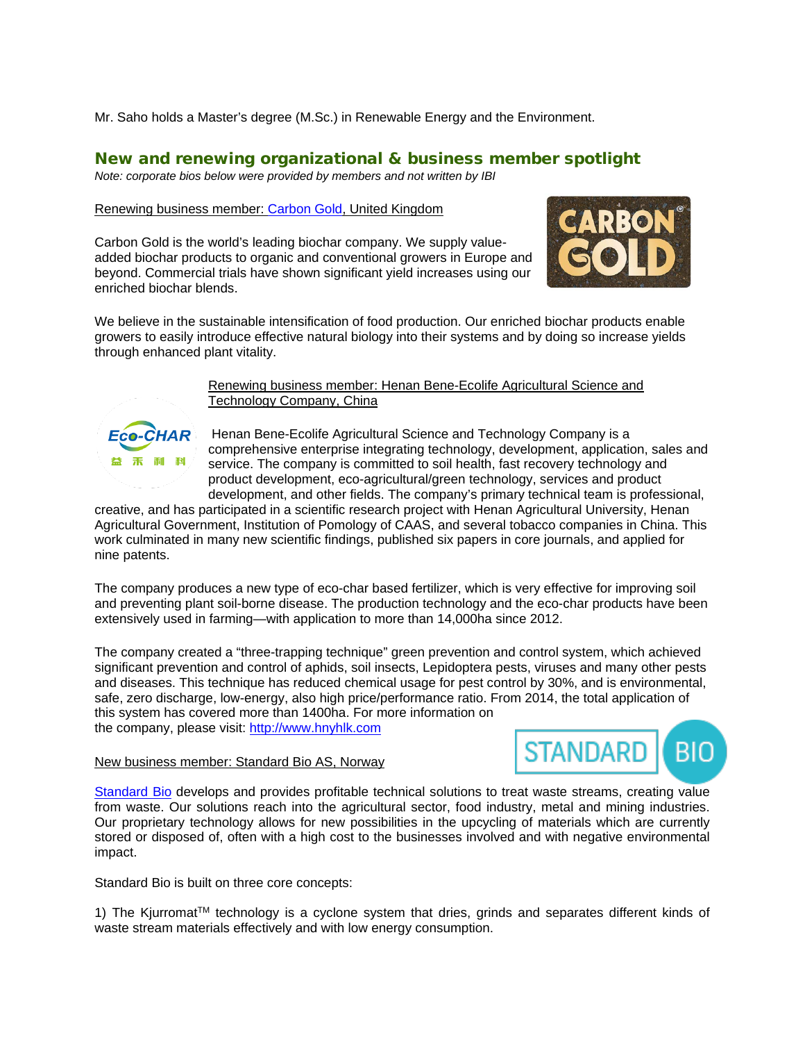Mr. Saho holds a Master's degree (M.Sc.) in Renewable Energy and the Environment.

## New and renewing organizational & business member spotlight

*Note: corporate bios below were provided by members and not written by IBI*

Renewing business member: Carbon Gold, United Kingdom

Carbon Gold is the world's leading biochar company. We supply value-added biochar products to organic and conventional growers in Europe and beyond. Commercial trials have shown significant yield increases using our enriched biochar blends.

We believe in the sustainable intensification of food production. Our enriched biochar products enable growers to easily introduce effective natural biology into their systems and by doing so increase yields through enhanced plant vitality.

Renewing business member: Henan Bene-Ecolife Agricultural Science and Technology Company, China

Henan Bene-Ecolife Agricultural Science and Technology Company is a comprehensive enterprise integrating technology, development, application, sales and service. The company is committed to soil health, fast recovery technology and product development, eco-agricultural/green technology, services and product development, and other fields. The company's primary technical team is professional, creative, and has participated in a scientific research project with Henan Agricultural University, Henan Agricultural Government, Institution of Pomology of CAAS, and several tobacco companies in China. This work culminated in many new scientific findings, published six papers in core journals, and applied for nine patents.

The company produces a new type of eco-char based fertilizer, which is very effective for improving soil and preventing plant soil-borne disease. The production technology and the eco-char products have been extensively used in farming—with application to more than 14,000ha since 2012.

The company created a "three-trapping technique" green prevention and control system, which achieved significant prevention and control of aphids, soil insects, Lepidoptera pests, viruses and many other pests and diseases. This technique has reduced chemical usage for pest control by 30%, and is environmental, safe, zero discharge, low-energy, also high price/performance ratio. From 2014, the total application of this system has covered more than 1400ha. For more information on the company, please visit: http://www.hnyhlk.com

New business member: Standard Bio AS, Norway

Standard Bio develops and provides profitable technical solutions to treat waste streams, creating value from waste. Our solutions reach into the agricultural sector, food industry, metal and mining industries. Our proprietary technology allows for new possibilities in the upcycling of materials which are currently stored or disposed of, often with a high cost to the businesses involved and with negative environmental impact.

Standard Bio is built on three core concepts:

1) The Kjurromat™ technology is a cyclone system that dries, grinds and separates different kinds of waste stream materials effectively and with low energy consumption.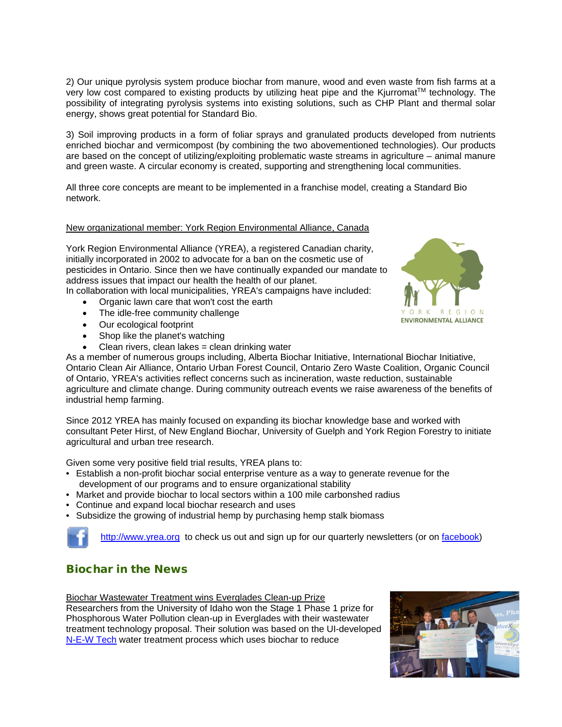2) Our unique pyrolysis system produce biochar from manure, wood and even waste from fish farms at a very low cost compared to existing products by utilizing heat pipe and the Kjurromat™ technology. The possibility of integrating pyrolysis systems into existing solutions, such as CHP Plant and thermal solar energy, shows great potential for Standard Bio.

3) Soil improving products in a form of foliar sprays and granulated products developed from nutrients enriched biochar and vermicompost (by combining the two abovementioned technologies). Our products are based on the concept of utilizing/exploiting problematic waste streams in agriculture – animal manure and green waste. A circular economy is created, supporting and strengthening local communities.

All three core concepts are meant to be implemented in a franchise model, creating a Standard Bio network.

New organizational member: York Region Environmental Alliance, Canada

York Region Environmental Alliance (YREA), a registered Canadian charity, initially incorporated in 2002 to advocate for a ban on the cosmetic use of pesticides in Ontario. Since then we have continually expanded our mandate to address issues that impact our health the health of our planet.
In collaboration with local municipalities, YREA's campaigns have included:

- Organic lawn care that won't cost the earth
- The idle-free community challenge
- Our ecological footprint
- Shop like the planet's watching
- Clean rivers, clean lakes = clean drinking water

As a member of numerous groups including, Alberta Biochar Initiative, International Biochar Initiative, Ontario Clean Air Alliance, Ontario Urban Forest Council, Ontario Zero Waste Coalition, Organic Council of Ontario, YREA's activities reflect concerns such as incineration, waste reduction, sustainable agriculture and climate change. During community outreach events we raise awareness of the benefits of industrial hemp farming.

Since 2012 YREA has mainly focused on expanding its biochar knowledge base and worked with consultant Peter Hirst, of New England Biochar, University of Guelph and York Region Forestry to initiate agricultural and urban tree research.

Given some very positive field trial results, YREA plans to:

- Establish a non-profit biochar social enterprise venture as a way to generate revenue for the development of our programs and to ensure organizational stability
- Market and provide biochar to local sectors within a 100 mile carbonshed radius
- Continue and expand local biochar research and uses
- Subsidize the growing of industrial hemp by purchasing hemp stalk biomass

http://www.yrea.org to check us out and sign up for our quarterly newsletters (or on facebook)

## Biochar in the News

Biochar Wastewater Treatment wins Everglades Clean-up Prize
Researchers from the University of Idaho won the Stage 1 Phase 1 prize for Phosphorous Water Pollution clean-up in Everglades with their wastewater treatment technology proposal. Their solution was based on the UI-developed N-E-W Tech water treatment process which uses biochar to reduce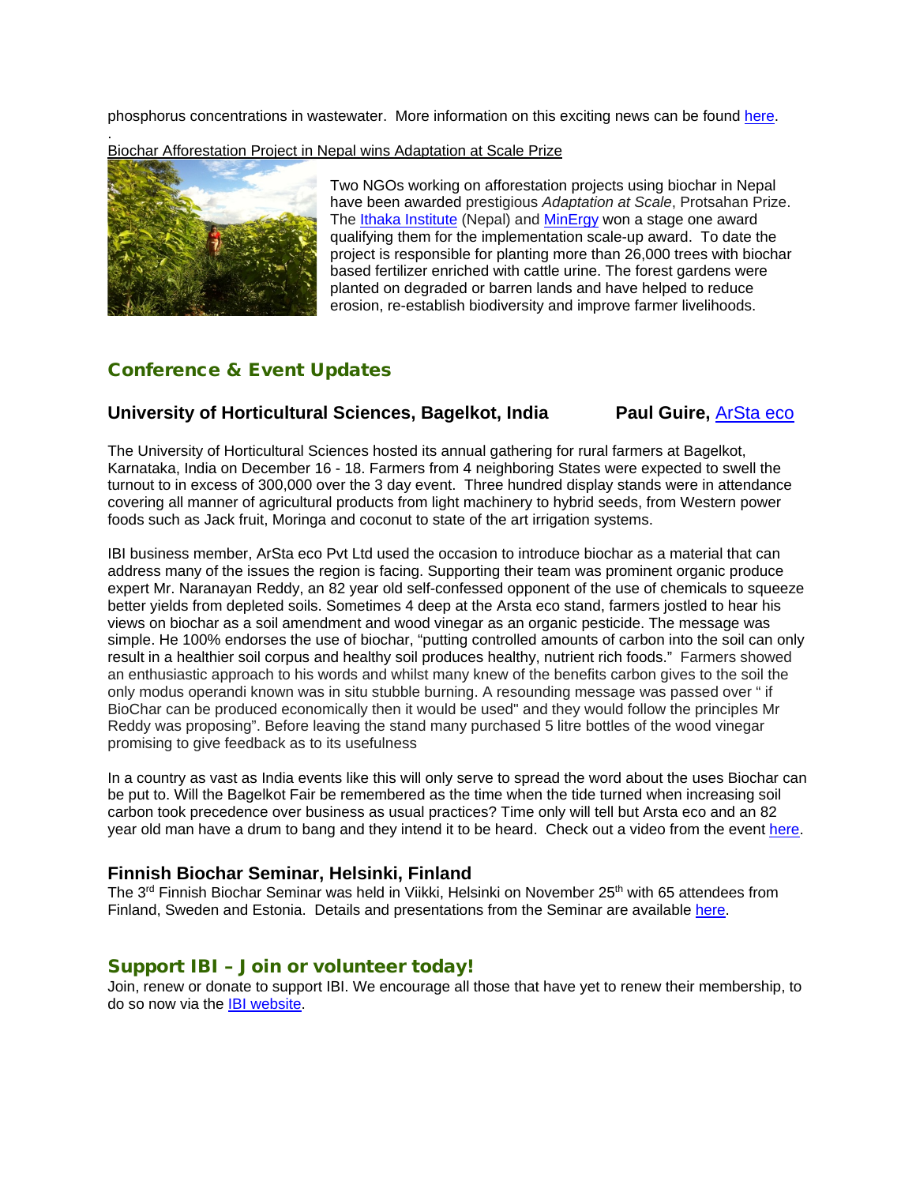phosphorus concentrations in wastewater. More information on this exciting news can be found [here](#).

.

Biochar Afforestation Project in Nepal wins Adaptation at Scale Prize

Two NGOs working on afforestation projects using biochar in Nepal have been awarded prestigious *Adaptation at Scale*, Protsahan Prize. The [Ithaka Institute](#) (Nepal) and [MinErgy](#) won a stage one award qualifying them for the implementation scale-up award. To date the project is responsible for planting more than 26,000 trees with biochar based fertilizer enriched with cattle urine. The forest gardens were planted on degraded or barren lands and have helped to reduce erosion, re-establish biodiversity and improve farmer livelihoods.

## Conference & Event Updates

### University of Horticultural Sciences, Bagelkot, India — Paul Guire, [ArSta eco](#)

The University of Horticultural Sciences hosted its annual gathering for rural farmers at Bagelkot, Karnataka, India on December 16 - 18. Farmers from 4 neighboring States were expected to swell the turnout to in excess of 300,000 over the 3 day event. Three hundred display stands were in attendance covering all manner of agricultural products from light machinery to hybrid seeds, from Western power foods such as Jack fruit, Moringa and coconut to state of the art irrigation systems.

IBI business member, ArSta eco Pvt Ltd used the occasion to introduce biochar as a material that can address many of the issues the region is facing. Supporting their team was prominent organic produce expert Mr. Naranayan Reddy, an 82 year old self-confessed opponent of the use of chemicals to squeeze better yields from depleted soils. Sometimes 4 deep at the Arsta eco stand, farmers jostled to hear his views on biochar as a soil amendment and wood vinegar as an organic pesticide. The message was simple. He 100% endorses the use of biochar, "putting controlled amounts of carbon into the soil can only result in a healthier soil corpus and healthy soil produces healthy, nutrient rich foods." Farmers showed an enthusiastic approach to his words and whilst many knew of the benefits carbon gives to the soil the only modus operandi known was in situ stubble burning. A resounding message was passed over " if BioChar can be produced economically then it would be used" and they would follow the principles Mr Reddy was proposing". Before leaving the stand many purchased 5 litre bottles of the wood vinegar promising to give feedback as to its usefulness

In a country as vast as India events like this will only serve to spread the word about the uses Biochar can be put to. Will the Bagelkot Fair be remembered as the time when the tide turned when increasing soil carbon took precedence over business as usual practices? Time only will tell but Arsta eco and an 82 year old man have a drum to bang and they intend it to be heard. Check out a video from the event [here](#).

### Finnish Biochar Seminar, Helsinki, Finland

The 3rd Finnish Biochar Seminar was held in Viikki, Helsinki on November 25th with 65 attendees from Finland, Sweden and Estonia. Details and presentations from the Seminar are available [here](#).

## Support IBI – Join or volunteer today!

Join, renew or donate to support IBI. We encourage all those that have yet to renew their membership, to do so now via the [IBI website](#).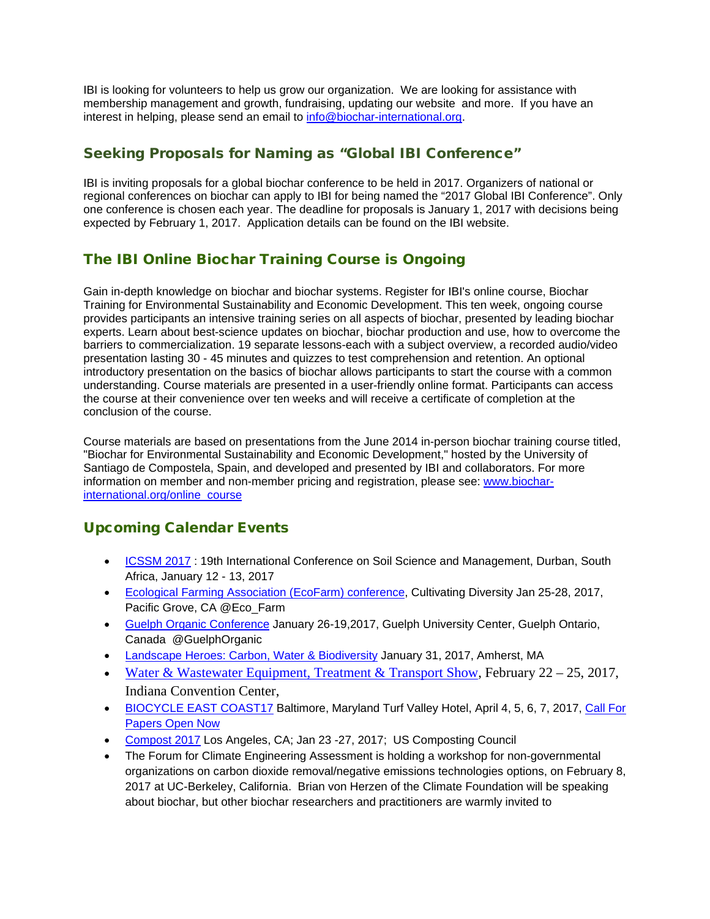IBI is looking for volunteers to help us grow our organization. We are looking for assistance with membership management and growth, fundraising, updating our website and more. If you have an interest in helping, please send an email to info@biochar-international.org.

## Seeking Proposals for Naming as "Global IBI Conference"

IBI is inviting proposals for a global biochar conference to be held in 2017. Organizers of national or regional conferences on biochar can apply to IBI for being named the "2017 Global IBI Conference". Only one conference is chosen each year. The deadline for proposals is January 1, 2017 with decisions being expected by February 1, 2017. Application details can be found on the IBI website.

## The IBI Online Biochar Training Course is Ongoing

Gain in-depth knowledge on biochar and biochar systems. Register for IBI's online course, Biochar Training for Environmental Sustainability and Economic Development. This ten week, ongoing course provides participants an intensive training series on all aspects of biochar, presented by leading biochar experts. Learn about best-science updates on biochar, biochar production and use, how to overcome the barriers to commercialization. 19 separate lessons-each with a subject overview, a recorded audio/video presentation lasting 30 - 45 minutes and quizzes to test comprehension and retention. An optional introductory presentation on the basics of biochar allows participants to start the course with a common understanding. Course materials are presented in a user-friendly online format. Participants can access the course at their convenience over ten weeks and will receive a certificate of completion at the conclusion of the course.

Course materials are based on presentations from the June 2014 in-person biochar training course titled, "Biochar for Environmental Sustainability and Economic Development," hosted by the University of Santiago de Compostela, Spain, and developed and presented by IBI and collaborators. For more information on member and non-member pricing and registration, please see: www.biochar-international.org/online_course

## Upcoming Calendar Events

- ICSSM 2017 : 19th International Conference on Soil Science and Management, Durban, South Africa, January 12 - 13, 2017
- Ecological Farming Association (EcoFarm) conference, Cultivating Diversity Jan 25-28, 2017, Pacific Grove, CA @Eco_Farm
- Guelph Organic Conference January 26-19,2017, Guelph University Center, Guelph Ontario, Canada @GuelphOrganic
- Landscape Heroes: Carbon, Water & Biodiversity January 31, 2017, Amherst, MA
- Water & Wastewater Equipment, Treatment & Transport Show, February 22 – 25, 2017, Indiana Convention Center,
- BIOCYCLE EAST COAST17 Baltimore, Maryland Turf Valley Hotel, April 4, 5, 6, 7, 2017, Call For Papers Open Now
- Compost 2017 Los Angeles, CA; Jan 23 -27, 2017; US Composting Council
- The Forum for Climate Engineering Assessment is holding a workshop for non-governmental organizations on carbon dioxide removal/negative emissions technologies options, on February 8, 2017 at UC-Berkeley, California. Brian von Herzen of the Climate Foundation will be speaking about biochar, but other biochar researchers and practitioners are warmly invited to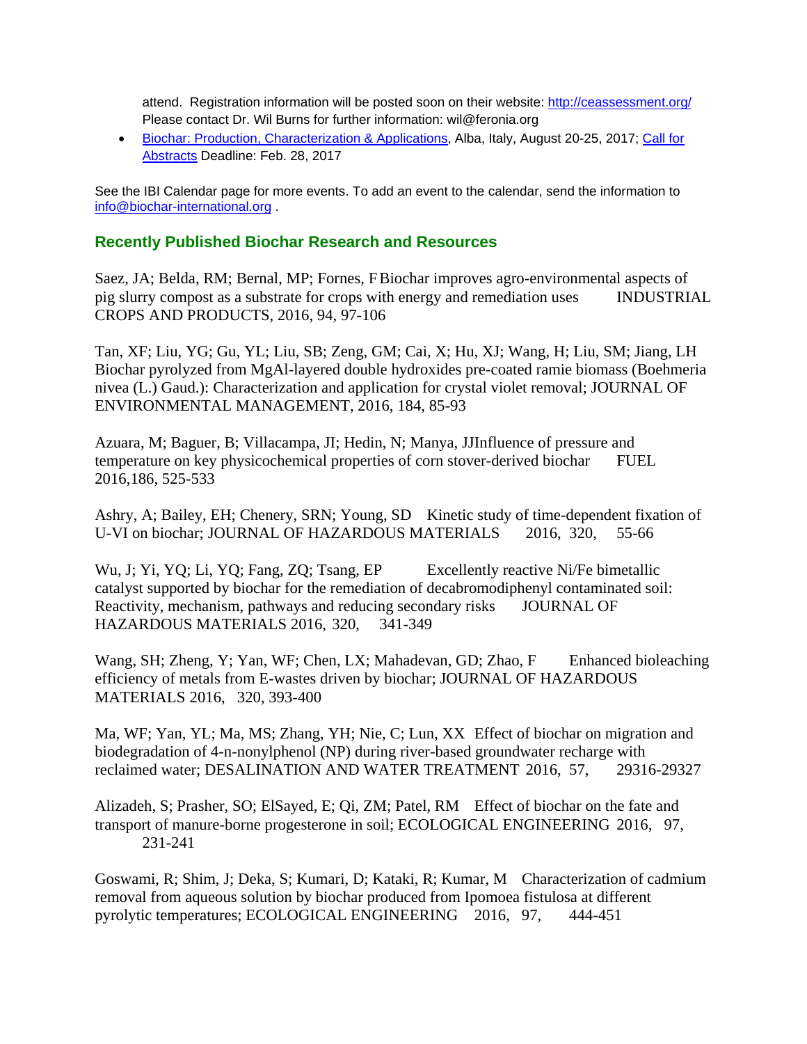attend. Registration information will be posted soon on their website: http://ceassessment.org/ Please contact Dr. Wil Burns for further information: wil@feronia.org

- Biochar: Production, Characterization & Applications, Alba, Italy, August 20-25, 2017; Call for Abstracts Deadline: Feb. 28, 2017

See the IBI Calendar page for more events. To add an event to the calendar, send the information to info@biochar-international.org .

## Recently Published Biochar Research and Resources

Saez, JA; Belda, RM; Bernal, MP; Fornes, F Biochar improves agro-environmental aspects of pig slurry compost as a substrate for crops with energy and remediation uses INDUSTRIAL CROPS AND PRODUCTS, 2016, 94, 97-106

Tan, XF; Liu, YG; Gu, YL; Liu, SB; Zeng, GM; Cai, X; Hu, XJ; Wang, H; Liu, SM; Jiang, LH Biochar pyrolyzed from MgAl-layered double hydroxides pre-coated ramie biomass (Boehmeria nivea (L.) Gaud.): Characterization and application for crystal violet removal; JOURNAL OF ENVIRONMENTAL MANAGEMENT, 2016, 184, 85-93

Azuara, M; Baguer, B; Villacampa, JI; Hedin, N; Manya, JJInfluence of pressure and temperature on key physicochemical properties of corn stover-derived biochar FUEL 2016,186, 525-533

Ashry, A; Bailey, EH; Chenery, SRN; Young, SD Kinetic study of time-dependent fixation of U-VI on biochar; JOURNAL OF HAZARDOUS MATERIALS 2016, 320, 55-66

Wu, J; Yi, YQ; Li, YQ; Fang, ZQ; Tsang, EP Excellently reactive Ni/Fe bimetallic catalyst supported by biochar for the remediation of decabromodiphenyl contaminated soil: Reactivity, mechanism, pathways and reducing secondary risks JOURNAL OF HAZARDOUS MATERIALS 2016, 320, 341-349

Wang, SH; Zheng, Y; Yan, WF; Chen, LX; Mahadevan, GD; Zhao, F Enhanced bioleaching efficiency of metals from E-wastes driven by biochar; JOURNAL OF HAZARDOUS MATERIALS 2016, 320, 393-400

Ma, WF; Yan, YL; Ma, MS; Zhang, YH; Nie, C; Lun, XX Effect of biochar on migration and biodegradation of 4-n-nonylphenol (NP) during river-based groundwater recharge with reclaimed water; DESALINATION AND WATER TREATMENT 2016, 57, 29316-29327

Alizadeh, S; Prasher, SO; ElSayed, E; Qi, ZM; Patel, RM Effect of biochar on the fate and transport of manure-borne progesterone in soil; ECOLOGICAL ENGINEERING 2016, 97, 231-241

Goswami, R; Shim, J; Deka, S; Kumari, D; Kataki, R; Kumar, M Characterization of cadmium removal from aqueous solution by biochar produced from Ipomoea fistulosa at different pyrolytic temperatures; ECOLOGICAL ENGINEERING 2016, 97, 444-451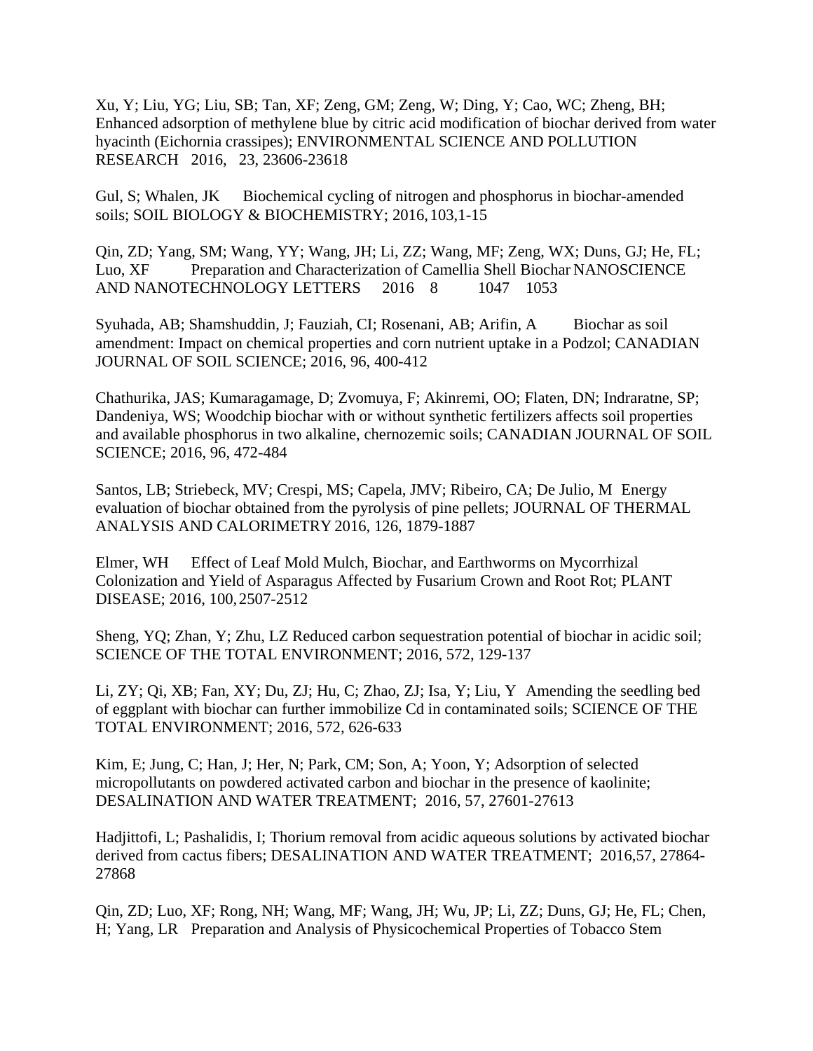Xu, Y; Liu, YG; Liu, SB; Tan, XF; Zeng, GM; Zeng, W; Ding, Y; Cao, WC; Zheng, BH; Enhanced adsorption of methylene blue by citric acid modification of biochar derived from water hyacinth (Eichornia crassipes); ENVIRONMENTAL SCIENCE AND POLLUTION RESEARCH 2016, 23, 23606-23618

Gul, S; Whalen, JK Biochemical cycling of nitrogen and phosphorus in biochar-amended soils; SOIL BIOLOGY & BIOCHEMISTRY; 2016, 103,1-15

Qin, ZD; Yang, SM; Wang, YY; Wang, JH; Li, ZZ; Wang, MF; Zeng, WX; Duns, GJ; He, FL; Luo, XF Preparation and Characterization of Camellia Shell Biochar NANOSCIENCE AND NANOTECHNOLOGY LETTERS 2016 8 1047 1053

Syuhada, AB; Shamshuddin, J; Fauziah, CI; Rosenani, AB; Arifin, A Biochar as soil amendment: Impact on chemical properties and corn nutrient uptake in a Podzol; CANADIAN JOURNAL OF SOIL SCIENCE; 2016, 96, 400-412

Chathurika, JAS; Kumaragamage, D; Zvomuya, F; Akinremi, OO; Flaten, DN; Indraratne, SP; Dandeniya, WS; Woodchip biochar with or without synthetic fertilizers affects soil properties and available phosphorus in two alkaline, chernozemic soils; CANADIAN JOURNAL OF SOIL SCIENCE; 2016, 96, 472-484

Santos, LB; Striebeck, MV; Crespi, MS; Capela, JMV; Ribeiro, CA; De Julio, M Energy evaluation of biochar obtained from the pyrolysis of pine pellets; JOURNAL OF THERMAL ANALYSIS AND CALORIMETRY 2016, 126, 1879-1887

Elmer, WH Effect of Leaf Mold Mulch, Biochar, and Earthworms on Mycorrhizal Colonization and Yield of Asparagus Affected by Fusarium Crown and Root Rot; PLANT DISEASE; 2016, 100, 2507-2512

Sheng, YQ; Zhan, Y; Zhu, LZ Reduced carbon sequestration potential of biochar in acidic soil; SCIENCE OF THE TOTAL ENVIRONMENT; 2016, 572, 129-137

Li, ZY; Qi, XB; Fan, XY; Du, ZJ; Hu, C; Zhao, ZJ; Isa, Y; Liu, Y Amending the seedling bed of eggplant with biochar can further immobilize Cd in contaminated soils; SCIENCE OF THE TOTAL ENVIRONMENT; 2016, 572, 626-633

Kim, E; Jung, C; Han, J; Her, N; Park, CM; Son, A; Yoon, Y; Adsorption of selected micropollutants on powdered activated carbon and biochar in the presence of kaolinite; DESALINATION AND WATER TREATMENT; 2016, 57, 27601-27613

Hadjittofi, L; Pashalidis, I; Thorium removal from acidic aqueous solutions by activated biochar derived from cactus fibers; DESALINATION AND WATER TREATMENT; 2016,57, 27864-27868

Qin, ZD; Luo, XF; Rong, NH; Wang, MF; Wang, JH; Wu, JP; Li, ZZ; Duns, GJ; He, FL; Chen, H; Yang, LR Preparation and Analysis of Physicochemical Properties of Tobacco Stem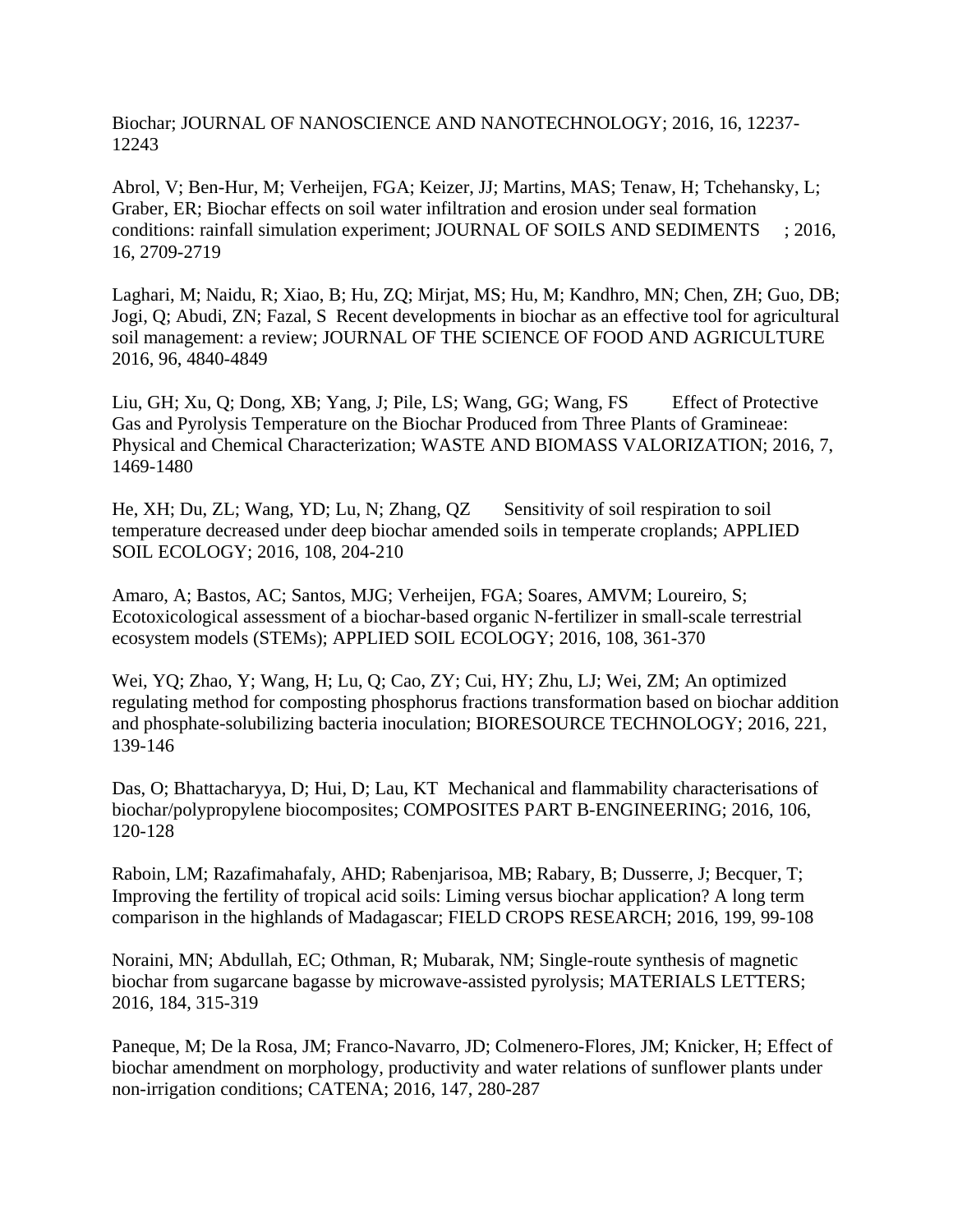Biochar; JOURNAL OF NANOSCIENCE AND NANOTECHNOLOGY; 2016, 16, 12237-12243

Abrol, V; Ben-Hur, M; Verheijen, FGA; Keizer, JJ; Martins, MAS; Tenaw, H; Tchehansky, L; Graber, ER; Biochar effects on soil water infiltration and erosion under seal formation conditions: rainfall simulation experiment; JOURNAL OF SOILS AND SEDIMENTS ; 2016, 16, 2709-2719

Laghari, M; Naidu, R; Xiao, B; Hu, ZQ; Mirjat, MS; Hu, M; Kandhro, MN; Chen, ZH; Guo, DB; Jogi, Q; Abudi, ZN; Fazal, S Recent developments in biochar as an effective tool for agricultural soil management: a review; JOURNAL OF THE SCIENCE OF FOOD AND AGRICULTURE 2016, 96, 4840-4849

Liu, GH; Xu, Q; Dong, XB; Yang, J; Pile, LS; Wang, GG; Wang, FS Effect of Protective Gas and Pyrolysis Temperature on the Biochar Produced from Three Plants of Gramineae: Physical and Chemical Characterization; WASTE AND BIOMASS VALORIZATION; 2016, 7, 1469-1480

He, XH; Du, ZL; Wang, YD; Lu, N; Zhang, QZ Sensitivity of soil respiration to soil temperature decreased under deep biochar amended soils in temperate croplands; APPLIED SOIL ECOLOGY; 2016, 108, 204-210

Amaro, A; Bastos, AC; Santos, MJG; Verheijen, FGA; Soares, AMVM; Loureiro, S; Ecotoxicological assessment of a biochar-based organic N-fertilizer in small-scale terrestrial ecosystem models (STEMs); APPLIED SOIL ECOLOGY; 2016, 108, 361-370

Wei, YQ; Zhao, Y; Wang, H; Lu, Q; Cao, ZY; Cui, HY; Zhu, LJ; Wei, ZM; An optimized regulating method for composting phosphorus fractions transformation based on biochar addition and phosphate-solubilizing bacteria inoculation; BIORESOURCE TECHNOLOGY; 2016, 221, 139-146

Das, O; Bhattacharyya, D; Hui, D; Lau, KT Mechanical and flammability characterisations of biochar/polypropylene biocomposites; COMPOSITES PART B-ENGINEERING; 2016, 106, 120-128

Raboin, LM; Razafimahafaly, AHD; Rabenjarisoa, MB; Rabary, B; Dusserre, J; Becquer, T; Improving the fertility of tropical acid soils: Liming versus biochar application? A long term comparison in the highlands of Madagascar; FIELD CROPS RESEARCH; 2016, 199, 99-108

Noraini, MN; Abdullah, EC; Othman, R; Mubarak, NM; Single-route synthesis of magnetic biochar from sugarcane bagasse by microwave-assisted pyrolysis; MATERIALS LETTERS; 2016, 184, 315-319

Paneque, M; De la Rosa, JM; Franco-Navarro, JD; Colmenero-Flores, JM; Knicker, H; Effect of biochar amendment on morphology, productivity and water relations of sunflower plants under non-irrigation conditions; CATENA; 2016, 147, 280-287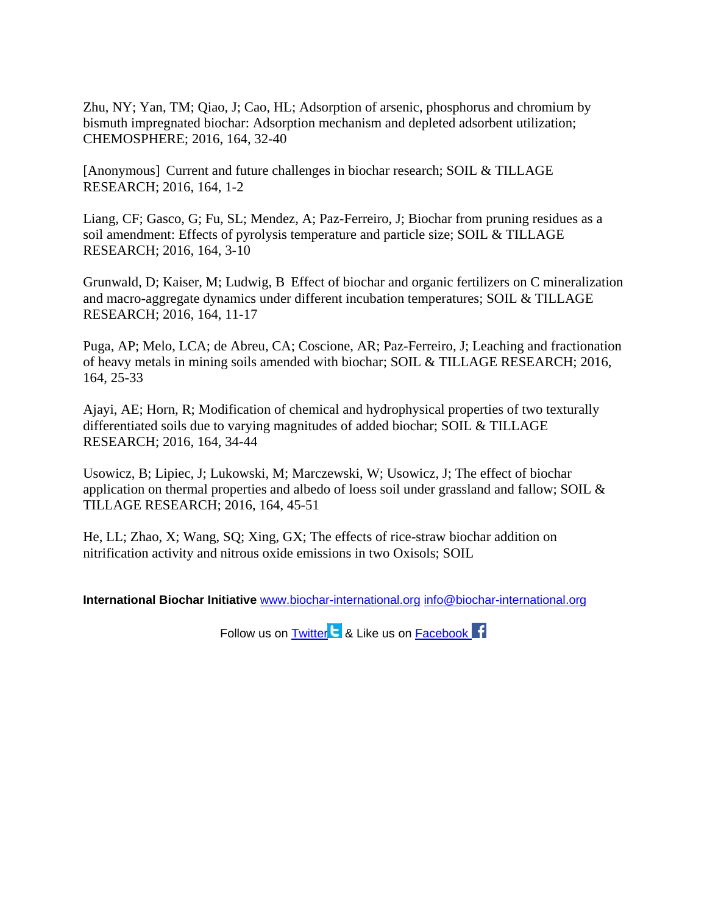Zhu, NY; Yan, TM; Qiao, J; Cao, HL; Adsorption of arsenic, phosphorus and chromium by bismuth impregnated biochar: Adsorption mechanism and depleted adsorbent utilization; CHEMOSPHERE; 2016, 164, 32-40

[Anonymous] Current and future challenges in biochar research; SOIL & TILLAGE RESEARCH; 2016, 164, 1-2

Liang, CF; Gasco, G; Fu, SL; Mendez, A; Paz-Ferreiro, J; Biochar from pruning residues as a soil amendment: Effects of pyrolysis temperature and particle size; SOIL & TILLAGE RESEARCH; 2016, 164, 3-10

Grunwald, D; Kaiser, M; Ludwig, B Effect of biochar and organic fertilizers on C mineralization and macro-aggregate dynamics under different incubation temperatures; SOIL & TILLAGE RESEARCH; 2016, 164, 11-17

Puga, AP; Melo, LCA; de Abreu, CA; Coscione, AR; Paz-Ferreiro, J; Leaching and fractionation of heavy metals in mining soils amended with biochar; SOIL & TILLAGE RESEARCH; 2016, 164, 25-33

Ajayi, AE; Horn, R; Modification of chemical and hydrophysical properties of two texturally differentiated soils due to varying magnitudes of added biochar; SOIL & TILLAGE RESEARCH; 2016, 164, 34-44

Usowicz, B; Lipiec, J; Lukowski, M; Marczewski, W; Usowicz, J; The effect of biochar application on thermal properties and albedo of loess soil under grassland and fallow; SOIL & TILLAGE RESEARCH; 2016, 164, 45-51

He, LL; Zhao, X; Wang, SQ; Xing, GX; The effects of rice-straw biochar addition on nitrification activity and nitrous oxide emissions in two Oxisols; SOIL

**International Biochar Initiative** www.biochar-international.org info@biochar-international.org

Follow us on Twitter & Like us on Facebook